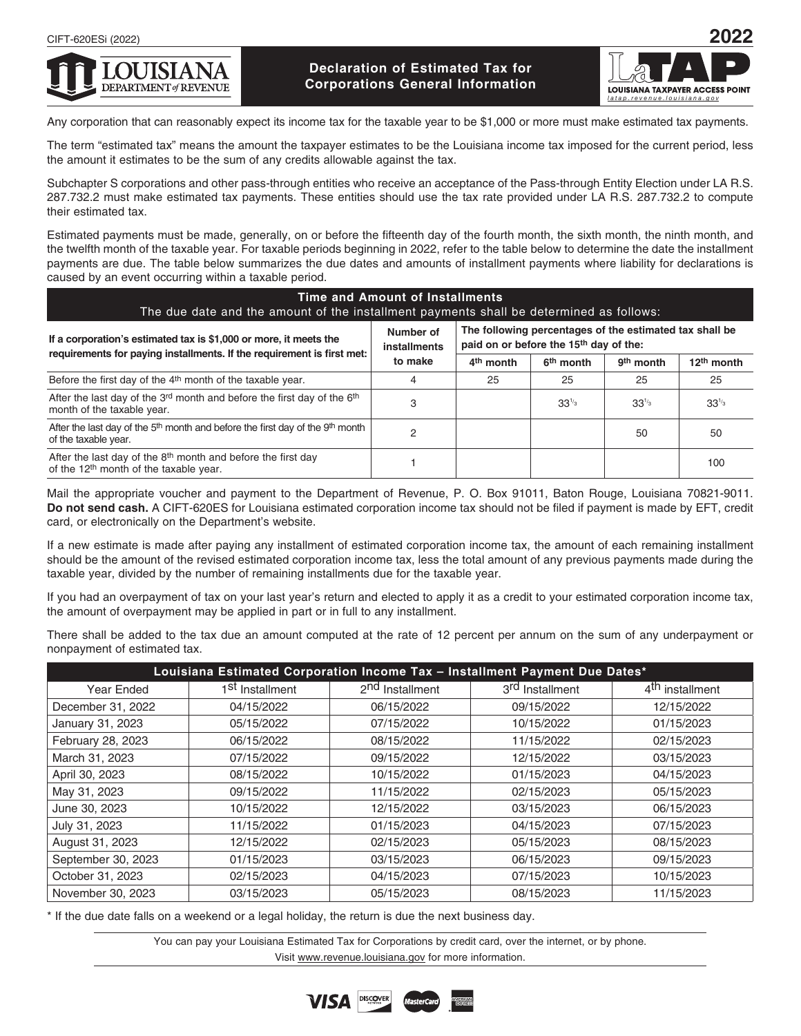CIFT-620ESi (2022)

# 2022

## Louisiana Department of Revenue

## Declaration of Estimated Tax for Corporations General Information

LaTAP — Louisiana Taxpayer Access Point — latap.revenue.louisiana.gov

Any corporation that can reasonably expect its income tax for the taxable year to be $1,000 or more must make estimated tax payments.

The term “estimated tax” means the amount the taxpayer estimates to be the Louisiana income tax imposed for the current period, less the amount it estimates to be the sum of any credits allowable against the tax.

Subchapter S corporations and other pass-through entities who receive an acceptance of the Pass-through Entity Election under LA R.S. 287.732.2 must make estimated tax payments. These entities should use the tax rate provided under LA R.S. 287.732.2 to compute their estimated tax.

Estimated payments must be made, generally, on or before the fifteenth day of the fourth month, the sixth month, the ninth month, and the twelfth month of the taxable year. For taxable periods beginning in 2022, refer to the table below to determine the date the installment payments are due. The table below summarizes the due dates and amounts of installment payments where liability for declarations is caused by an event occurring within a taxable period.

**Time and Amount of Installments**
The due date and the amount of the installment payments shall be determined as follows:

| If a corporation's estimated tax is $1,000 or more, it meets the requirements for paying installments. If the requirement is first met: | Number of installments to make | The following percentages of the estimated tax shall be paid on or before the 15th day of the: | | | |
|---|---|---|---|---|---|
| | | 4th month | 6th month | 9th month | 12th month |
| Before the first day of the 4th month of the taxable year. | 4 | 25 | 25 | 25 | 25 |
| After the last day of the 3rd month and before the first day of the 6th month of the taxable year. | 3 | | 33 1/3 | 33 1/3 | 33 1/3 |
| After the last day of the 5th month and before the first day of the 9th month of the taxable year. | 2 | | | 50 | 50 |
| After the last day of the 8th month and before the first day of the 12th month of the taxable year. | 1 | | | | 100 |

Mail the appropriate voucher and payment to the Department of Revenue, P. O. Box 91011, Baton Rouge, Louisiana 70821-9011. **Do not send cash.** A CIFT-620ES for Louisiana estimated corporation income tax should not be filed if payment is made by EFT, credit card, or electronically on the Department's website.

If a new estimate is made after paying any installment of estimated corporation income tax, the amount of each remaining installment should be the amount of the revised estimated corporation income tax, less the total amount of any previous payments made during the taxable year, divided by the number of remaining installments due for the taxable year.

If you had an overpayment of tax on your last year's return and elected to apply it as a credit to your estimated corporation income tax, the amount of overpayment may be applied in part or in full to any installment.

There shall be added to the tax due an amount computed at the rate of 12 percent per annum on the sum of any underpayment or nonpayment of estimated tax.

**Louisiana Estimated Corporation Income Tax – Installment Payment Due Dates***

| Year Ended | 1st Installment | 2nd Installment | 3rd Installment | 4th installment |
|---|---|---|---|---|
| December 31, 2022 | 04/15/2022 | 06/15/2022 | 09/15/2022 | 12/15/2022 |
| January 31, 2023 | 05/15/2022 | 07/15/2022 | 10/15/2022 | 01/15/2023 |
| February 28, 2023 | 06/15/2022 | 08/15/2022 | 11/15/2022 | 02/15/2023 |
| March 31, 2023 | 07/15/2022 | 09/15/2022 | 12/15/2022 | 03/15/2023 |
| April 30, 2023 | 08/15/2022 | 10/15/2022 | 01/15/2023 | 04/15/2023 |
| May 31, 2023 | 09/15/2022 | 11/15/2022 | 02/15/2023 | 05/15/2023 |
| June 30, 2023 | 10/15/2022 | 12/15/2022 | 03/15/2023 | 06/15/2023 |
| July 31, 2023 | 11/15/2022 | 01/15/2023 | 04/15/2023 | 07/15/2023 |
| August 31, 2023 | 12/15/2022 | 02/15/2023 | 05/15/2023 | 08/15/2023 |
| September 30, 2023 | 01/15/2023 | 03/15/2023 | 06/15/2023 | 09/15/2023 |
| October 31, 2023 | 02/15/2023 | 04/15/2023 | 07/15/2023 | 10/15/2023 |
| November 30, 2023 | 03/15/2023 | 05/15/2023 | 08/15/2023 | 11/15/2023 |

\* If the due date falls on a weekend or a legal holiday, the return is due the next business day.

You can pay your Louisiana Estimated Tax for Corporations by credit card, over the internet, or by phone.
Visit www.revenue.louisiana.gov for more information.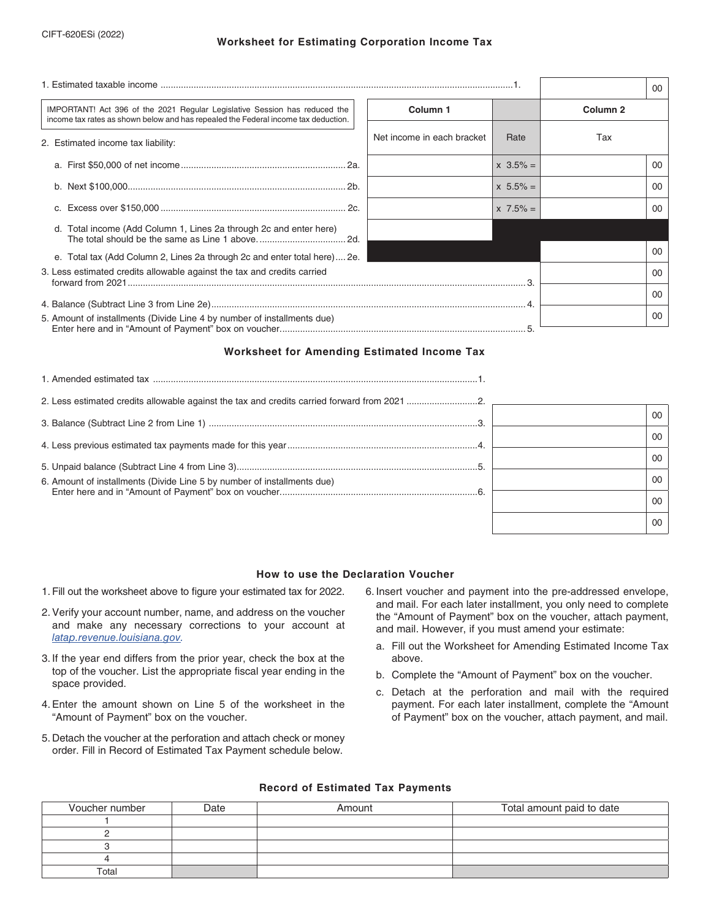CIFT-620ESi (2022)

## Worksheet for Estimating Corporation Income Tax

1. Estimated taxable income ..........1. | 00

IMPORTANT! Act 396 of the 2021 Regular Legislative Session has reduced the income tax rates as shown below and has repealed the Federal income tax deduction.

| | Column 1 | | Column 2 |
|---|---|---|---|
| 2. Estimated income tax liability: | Net income in each bracket | Rate | Tax |
| a. First $50,000 of net income .......... 2a. | | x 3.5% = | 00 |
| b. Next $100,000 .......... 2b. | | x 5.5% = | 00 |
| c. Excess over $150,000 .......... 2c. | | x 7.5% = | 00 |
| d. Total income (Add Column 1, Lines 2a through 2c and enter here) The total should be the same as Line 1 above. .......... 2d. | | | |
| e. Total tax (Add Column 2, Lines 2a through 2c and enter total here) .... 2e. | | | 00 |

3. Less estimated credits allowable against the tax and credits carried forward from 2021 .......... 3. | 00

4. Balance (Subtract Line 3 from Line 2e) .......... 4. | 00

5. Amount of installments (Divide Line 4 by number of installments due) Enter here and in "Amount of Payment" box on voucher .......... 5. | 00

## Worksheet for Amending Estimated Income Tax

1. Amended estimated tax .......... 1. | 00
2. Less estimated credits allowable against the tax and credits carried forward from 2021 .......... 2. | 00
3. Balance (Subtract Line 2 from Line 1) .......... 3. | 00
4. Less previous estimated tax payments made for this year .......... 4. | 00
5. Unpaid balance (Subtract Line 4 from Line 3) .......... 5. | 00
6. Amount of installments (Divide Line 5 by number of installments due) Enter here and in "Amount of Payment" box on voucher .......... 6. | 00

### How to use the Declaration Voucher

1. Fill out the worksheet above to figure your estimated tax for 2022.
2. Verify your account number, name, and address on the voucher and make any necessary corrections to your account at *latap.revenue.louisiana.gov.*
3. If the year end differs from the prior year, check the box at the top of the voucher. List the appropriate fiscal year ending in the space provided.
4. Enter the amount shown on Line 5 of the worksheet in the "Amount of Payment" box on the voucher.
5. Detach the voucher at the perforation and attach check or money order. Fill in Record of Estimated Tax Payment schedule below.
6. Insert voucher and payment into the pre-addressed envelope, and mail. For each later installment, you only need to complete the "Amount of Payment" box on the voucher, attach payment, and mail. However, if you must amend your estimate:
   a. Fill out the Worksheet for Amending Estimated Income Tax above.
   b. Complete the "Amount of Payment" box on the voucher.
   c. Detach at the perforation and mail with the required payment. For each later installment, complete the "Amount of Payment" box on the voucher, attach payment, and mail.

### Record of Estimated Tax Payments

| Voucher number | Date | Amount | Total amount paid to date |
|---|---|---|---|
| 1 | | | |
| 2 | | | |
| 3 | | | |
| 4 | | | |
| Total | | | |